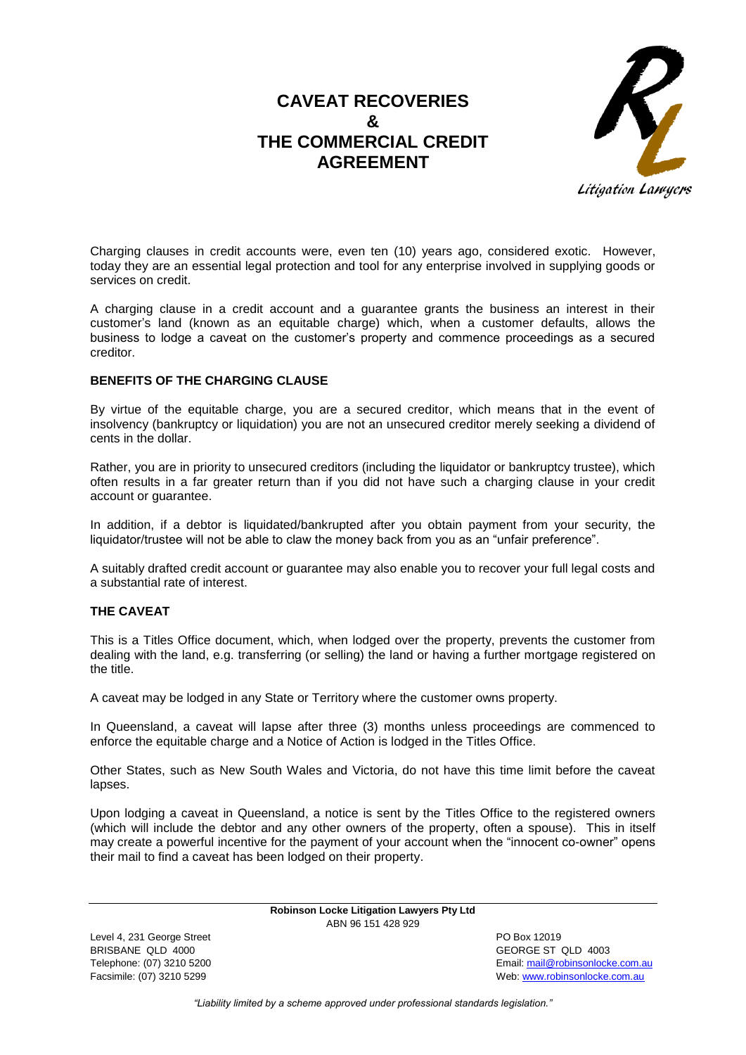# CAVEAT RECOVERIES & THE COMMERCIAL CREDIT AGREEMENT

Charging clauses in credit accounts were, even ten (10) years ago, considered exotic. However, today they are an essential legal protection and tool for any enterprise involved in supplying goods or services on credit.

A charging clause in a credit account and a guarantee grants the business an interest in their customer's land (known as an equitable charge) which, when a customer defaults, allows the business to lodge a caveat on the customer's property and commence proceedings as a secured creditor.

## BENEFITS OF THE CHARGING CLAUSE

By virtue of the equitable charge, you are a secured creditor, which means that in the event of insolvency (bankruptcy or liquidation) you are not an unsecured creditor merely seeking a dividend of cents in the dollar.

Rather, you are in priority to unsecured creditors (including the liquidator or bankruptcy trustee), which often results in a far greater return than if you did not have such a charging clause in your credit account or guarantee.

In addition, if a debtor is liquidated/bankrupted after you obtain payment from your security, the liquidator/trustee will not be able to claw the money back from you as an "unfair preference".

A suitably drafted credit account or guarantee may also enable you to recover your full legal costs and a substantial rate of interest.

## THE CAVEAT

This is a Titles Office document, which, when lodged over the property, prevents the customer from dealing with the land, e.g. transferring (or selling) the land or having a further mortgage registered on the title.

A caveat may be lodged in any State or Territory where the customer owns property.

In Queensland, a caveat will lapse after three (3) months unless proceedings are commenced to enforce the equitable charge and a Notice of Action is lodged in the Titles Office.

Other States, such as New South Wales and Victoria, do not have this time limit before the caveat lapses.

Upon lodging a caveat in Queensland, a notice is sent by the Titles Office to the registered owners (which will include the debtor and any other owners of the property, often a spouse). This in itself may create a powerful incentive for the payment of your account when the "innocent co-owner" opens their mail to find a caveat has been lodged on their property.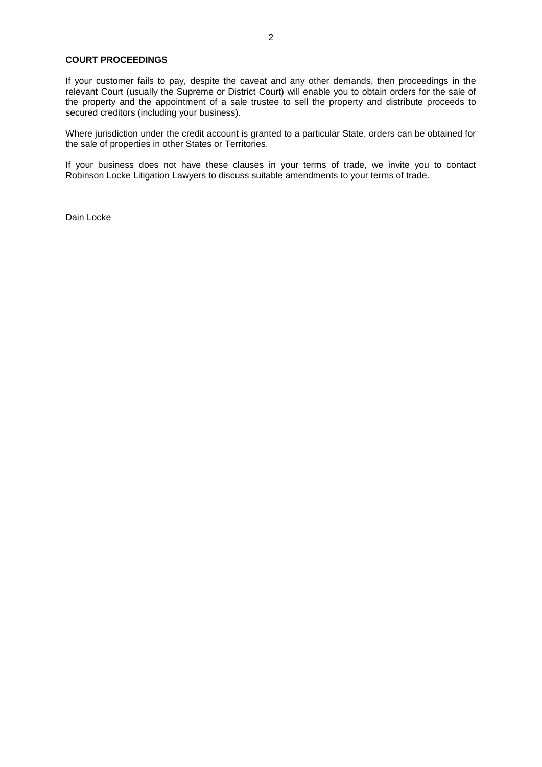**COURT PROCEEDINGS**

If your customer fails to pay, despite the caveat and any other demands, then proceedings in the relevant Court (usually the Supreme or District Court) will enable you to obtain orders for the sale of the property and the appointment of a sale trustee to sell the property and distribute proceeds to secured creditors (including your business).

Where jurisdiction under the credit account is granted to a particular State, orders can be obtained for the sale of properties in other States or Territories.

If your business does not have these clauses in your terms of trade, we invite you to contact Robinson Locke Litigation Lawyers to discuss suitable amendments to your terms of trade.

Dain Locke